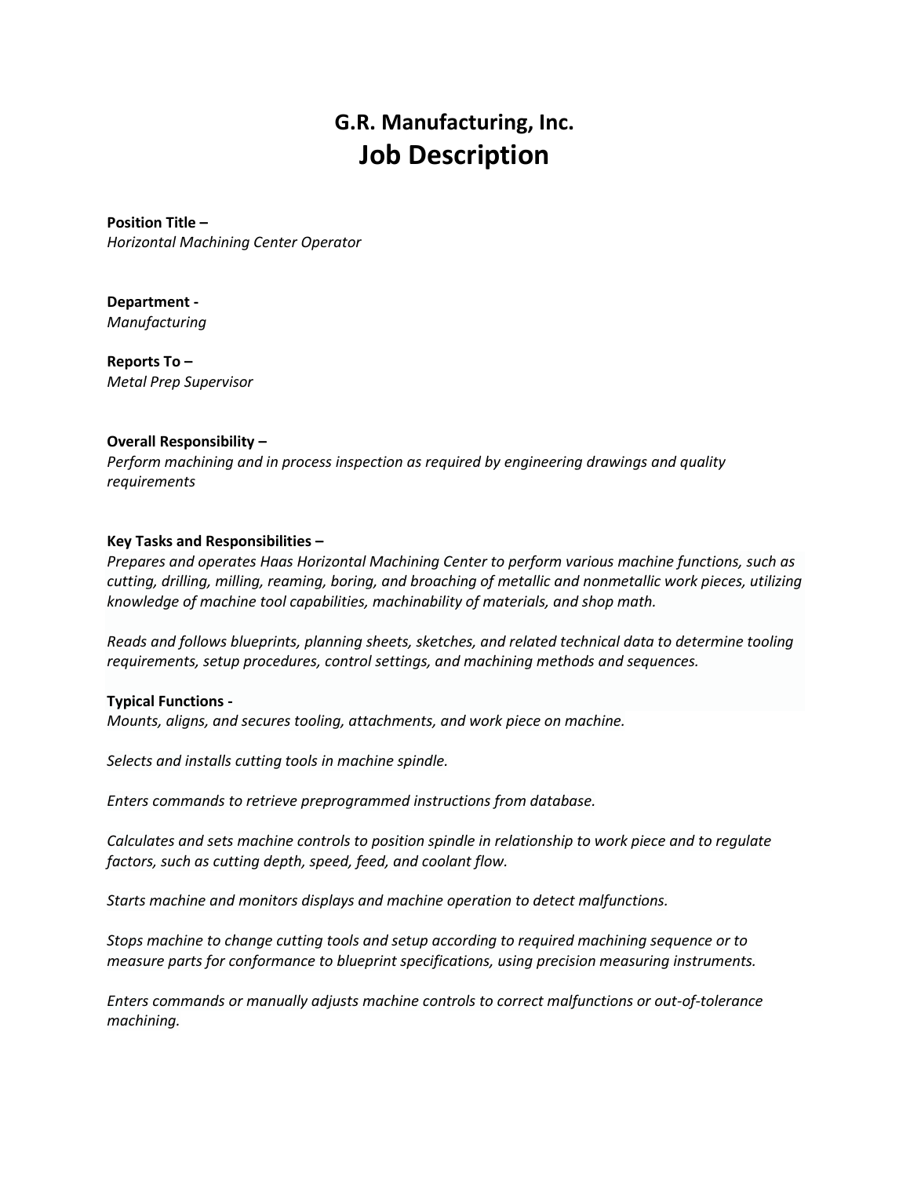# G.R. Manufacturing, Inc.
# Job Description

**Position Title –**
*Horizontal Machining Center Operator*

**Department -**
*Manufacturing*

**Reports To –**
*Metal Prep Supervisor*

**Overall Responsibility –**
*Perform machining and in process inspection as required by engineering drawings and quality requirements*

**Key Tasks and Responsibilities –**
*Prepares and operates Haas Horizontal Machining Center to perform various machine functions, such as cutting, drilling, milling, reaming, boring, and broaching of metallic and nonmetallic work pieces, utilizing knowledge of machine tool capabilities, machinability of materials, and shop math.*

*Reads and follows blueprints, planning sheets, sketches, and related technical data to determine tooling requirements, setup procedures, control settings, and machining methods and sequences.*

**Typical Functions -**
*Mounts, aligns, and secures tooling, attachments, and work piece on machine.*

*Selects and installs cutting tools in machine spindle.*

*Enters commands to retrieve preprogrammed instructions from database.*

*Calculates and sets machine controls to position spindle in relationship to work piece and to regulate factors, such as cutting depth, speed, feed, and coolant flow.*

*Starts machine and monitors displays and machine operation to detect malfunctions.*

*Stops machine to change cutting tools and setup according to required machining sequence or to measure parts for conformance to blueprint specifications, using precision measuring instruments.*

*Enters commands or manually adjusts machine controls to correct malfunctions or out-of-tolerance machining.*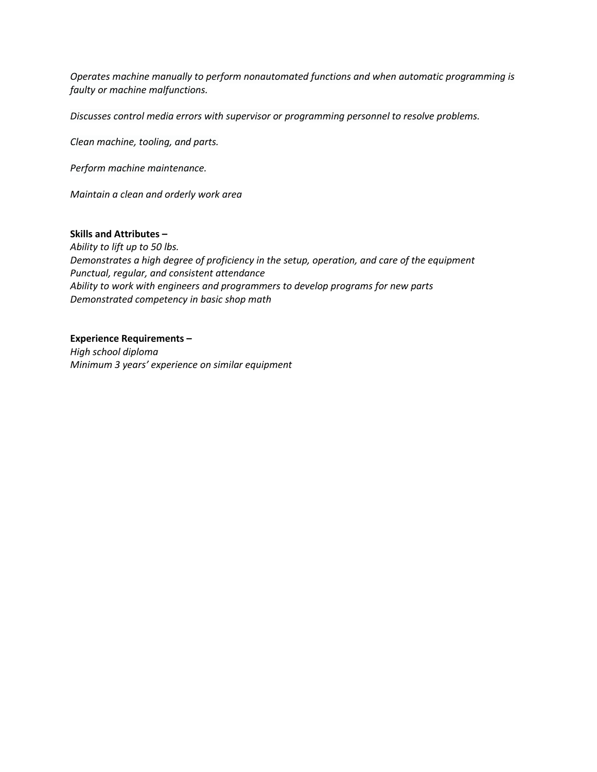*Operates machine manually to perform nonautomated functions and when automatic programming is faulty or machine malfunctions.*

*Discusses control media errors with supervisor or programming personnel to resolve problems.*

*Clean machine, tooling, and parts.*

*Perform machine maintenance.*

*Maintain a clean and orderly work area*

**Skills and Attributes –**

*Ability to lift up to 50 lbs.*
*Demonstrates a high degree of proficiency in the setup, operation, and care of the equipment*
*Punctual, regular, and consistent attendance*
*Ability to work with engineers and programmers to develop programs for new parts*
*Demonstrated competency in basic shop math*

**Experience Requirements –**

*High school diploma*
*Minimum 3 years' experience on similar equipment*